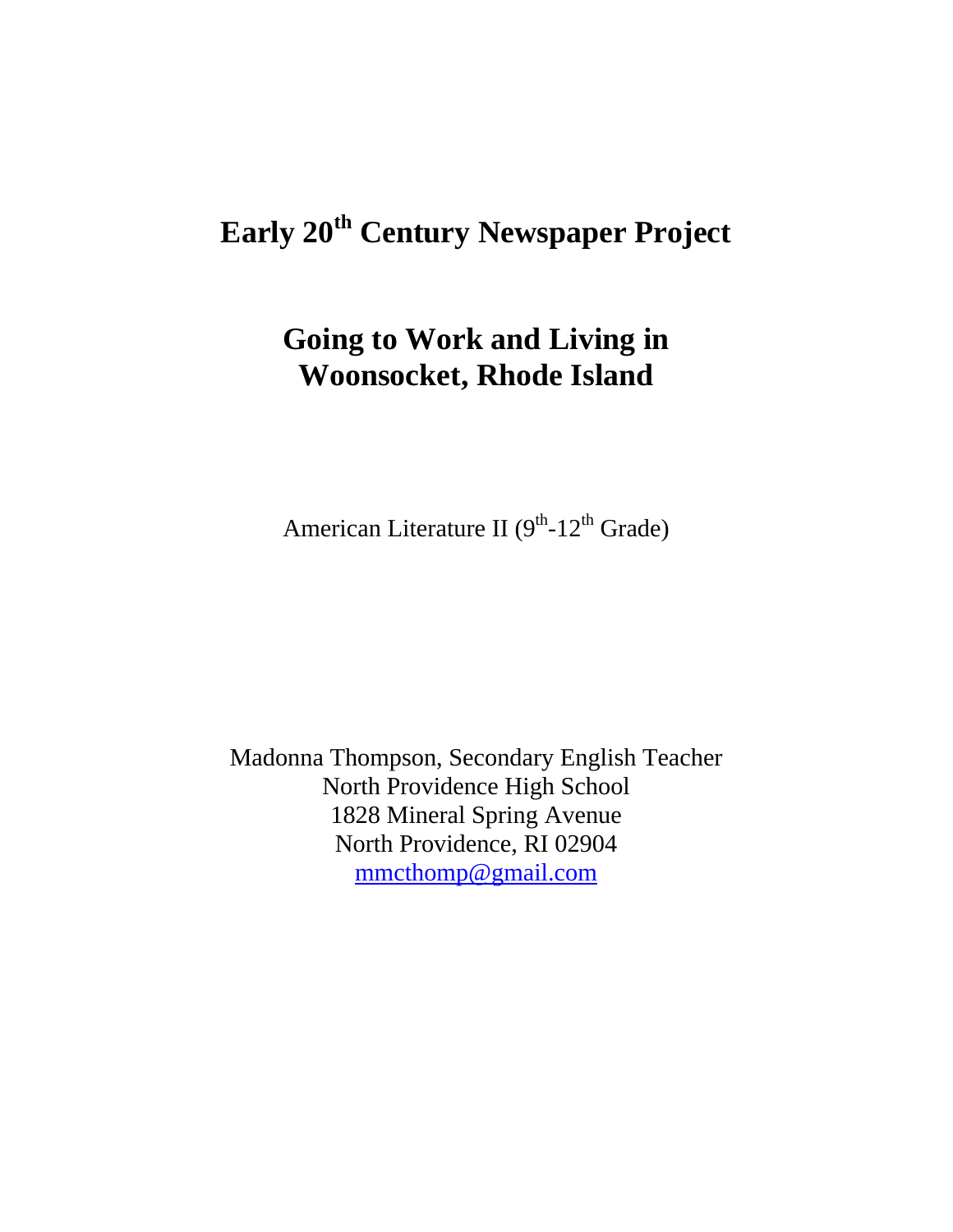# Early 20th Century Newspaper Project

## Going to Work and Living in Woonsocket, Rhode Island

American Literature II (9th-12th Grade)

Madonna Thompson, Secondary English Teacher
North Providence High School
1828 Mineral Spring Avenue
North Providence, RI 02904
mmcthomp@gmail.com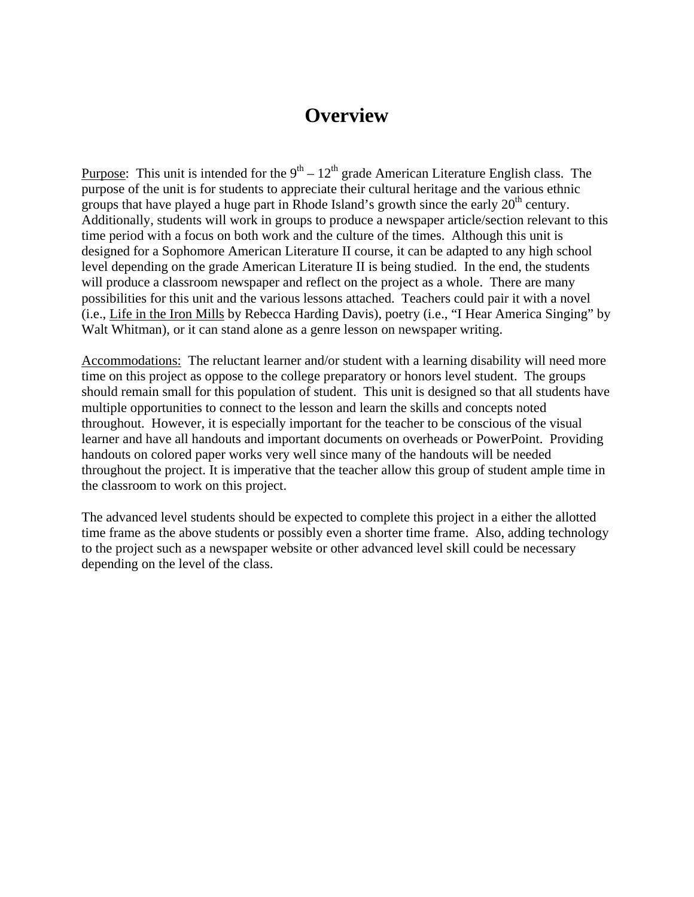# Overview

Purpose: This unit is intended for the $9^{th}$ – $12^{th}$ grade American Literature English class. The purpose of the unit is for students to appreciate their cultural heritage and the various ethnic groups that have played a huge part in Rhode Island's growth since the early $20^{th}$ century. Additionally, students will work in groups to produce a newspaper article/section relevant to this time period with a focus on both work and the culture of the times. Although this unit is designed for a Sophomore American Literature II course, it can be adapted to any high school level depending on the grade American Literature II is being studied. In the end, the students will produce a classroom newspaper and reflect on the project as a whole. There are many possibilities for this unit and the various lessons attached. Teachers could pair it with a novel (i.e., Life in the Iron Mills by Rebecca Harding Davis), poetry (i.e., "I Hear America Singing" by Walt Whitman), or it can stand alone as a genre lesson on newspaper writing.

Accommodations: The reluctant learner and/or student with a learning disability will need more time on this project as oppose to the college preparatory or honors level student. The groups should remain small for this population of student. This unit is designed so that all students have multiple opportunities to connect to the lesson and learn the skills and concepts noted throughout. However, it is especially important for the teacher to be conscious of the visual learner and have all handouts and important documents on overheads or PowerPoint. Providing handouts on colored paper works very well since many of the handouts will be needed throughout the project. It is imperative that the teacher allow this group of student ample time in the classroom to work on this project.

The advanced level students should be expected to complete this project in a either the allotted time frame as the above students or possibly even a shorter time frame. Also, adding technology to the project such as a newspaper website or other advanced level skill could be necessary depending on the level of the class.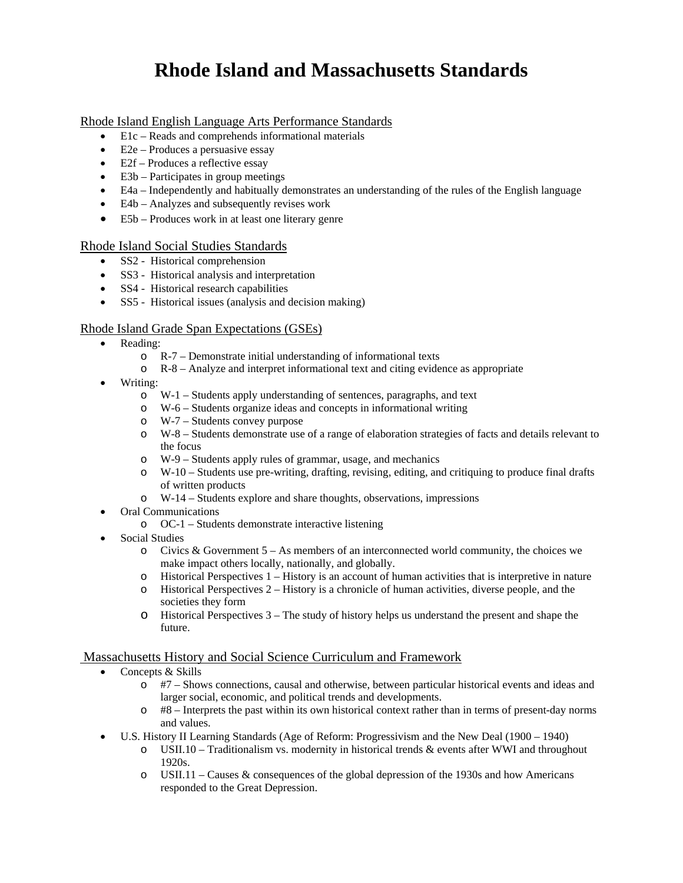# Rhode Island and Massachusetts Standards

## Rhode Island English Language Arts Performance Standards

- E1c – Reads and comprehends informational materials
- E2e – Produces a persuasive essay
- E2f – Produces a reflective essay
- E3b – Participates in group meetings
- E4a – Independently and habitually demonstrates an understanding of the rules of the English language
- E4b – Analyzes and subsequently revises work
- E5b – Produces work in at least one literary genre

## Rhode Island Social Studies Standards

- SS2 - Historical comprehension
- SS3 - Historical analysis and interpretation
- SS4 - Historical research capabilities
- SS5 - Historical issues (analysis and decision making)

## Rhode Island Grade Span Expectations (GSEs)

- Reading:
  - R-7 – Demonstrate initial understanding of informational texts
  - R-8 – Analyze and interpret informational text and citing evidence as appropriate
- Writing:
  - W-1 – Students apply understanding of sentences, paragraphs, and text
  - W-6 – Students organize ideas and concepts in informational writing
  - W-7 – Students convey purpose
  - W-8 – Students demonstrate use of a range of elaboration strategies of facts and details relevant to the focus
  - W-9 – Students apply rules of grammar, usage, and mechanics
  - W-10 – Students use pre-writing, drafting, revising, editing, and critiquing to produce final drafts of written products
  - W-14 – Students explore and share thoughts, observations, impressions
- Oral Communications
  - OC-1 – Students demonstrate interactive listening
- Social Studies
  - Civics & Government 5 – As members of an interconnected world community, the choices we make impact others locally, nationally, and globally.
  - Historical Perspectives 1 – History is an account of human activities that is interpretive in nature
  - Historical Perspectives 2 – History is a chronicle of human activities, diverse people, and the societies they form
  - Historical Perspectives 3 – The study of history helps us understand the present and shape the future.

## Massachusetts History and Social Science Curriculum and Framework

- Concepts & Skills
  - #7 – Shows connections, causal and otherwise, between particular historical events and ideas and larger social, economic, and political trends and developments.
  - #8 – Interprets the past within its own historical context rather than in terms of present-day norms and values.
- U.S. History II Learning Standards (Age of Reform: Progressivism and the New Deal (1900 – 1940)
  - USII.10 – Traditionalism vs. modernity in historical trends & events after WWI and throughout 1920s.
  - USII.11 – Causes & consequences of the global depression of the 1930s and how Americans responded to the Great Depression.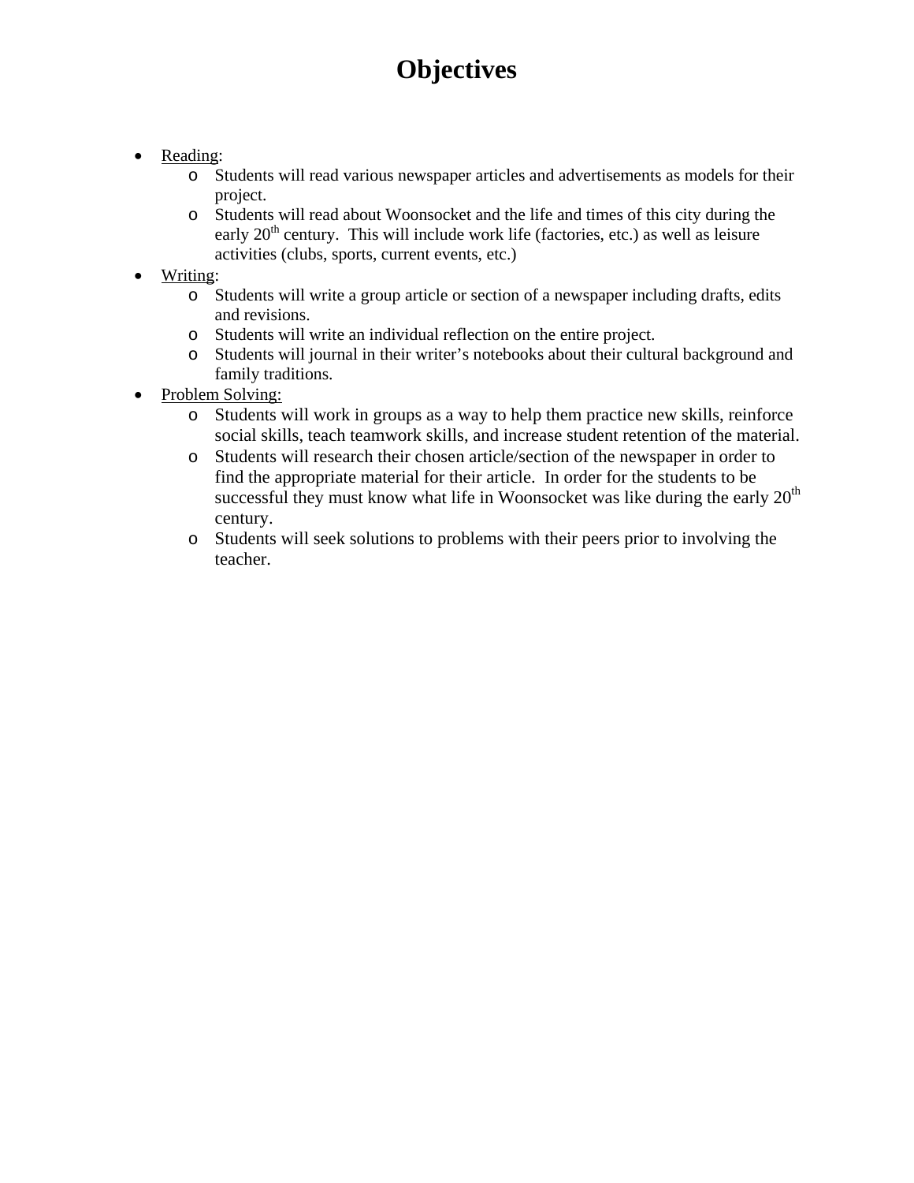# Objectives

- Reading:
  - Students will read various newspaper articles and advertisements as models for their project.
  - Students will read about Woonsocket and the life and times of this city during the early 20th century. This will include work life (factories, etc.) as well as leisure activities (clubs, sports, current events, etc.)
- Writing:
  - Students will write a group article or section of a newspaper including drafts, edits and revisions.
  - Students will write an individual reflection on the entire project.
  - Students will journal in their writer's notebooks about their cultural background and family traditions.
- Problem Solving:
  - Students will work in groups as a way to help them practice new skills, reinforce social skills, teach teamwork skills, and increase student retention of the material.
  - Students will research their chosen article/section of the newspaper in order to find the appropriate material for their article. In order for the students to be successful they must know what life in Woonsocket was like during the early 20th century.
  - Students will seek solutions to problems with their peers prior to involving the teacher.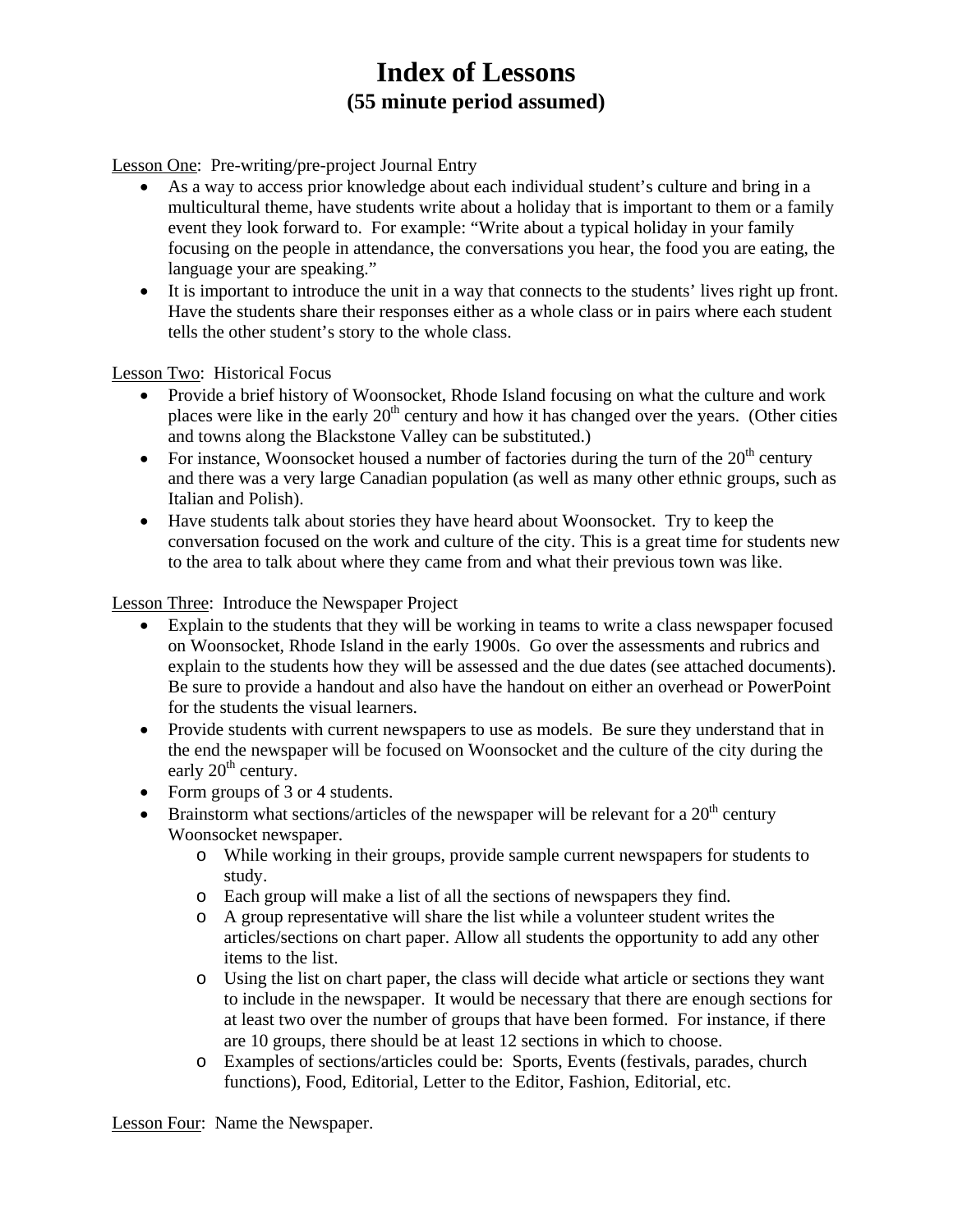# Index of Lessons
## (55 minute period assumed)

<u>Lesson One</u>: Pre-writing/pre-project Journal Entry

- As a way to access prior knowledge about each individual student's culture and bring in a multicultural theme, have students write about a holiday that is important to them or a family event they look forward to. For example: "Write about a typical holiday in your family focusing on the people in attendance, the conversations you hear, the food you are eating, the language your are speaking."
- It is important to introduce the unit in a way that connects to the students' lives right up front. Have the students share their responses either as a whole class or in pairs where each student tells the other student's story to the whole class.

<u>Lesson Two</u>: Historical Focus

- Provide a brief history of Woonsocket, Rhode Island focusing on what the culture and work places were like in the early 20th century and how it has changed over the years. (Other cities and towns along the Blackstone Valley can be substituted.)
- For instance, Woonsocket housed a number of factories during the turn of the 20th century and there was a very large Canadian population (as well as many other ethnic groups, such as Italian and Polish).
- Have students talk about stories they have heard about Woonsocket. Try to keep the conversation focused on the work and culture of the city. This is a great time for students new to the area to talk about where they came from and what their previous town was like.

<u>Lesson Three</u>: Introduce the Newspaper Project

- Explain to the students that they will be working in teams to write a class newspaper focused on Woonsocket, Rhode Island in the early 1900s. Go over the assessments and rubrics and explain to the students how they will be assessed and the due dates (see attached documents). Be sure to provide a handout and also have the handout on either an overhead or PowerPoint for the students the visual learners.
- Provide students with current newspapers to use as models. Be sure they understand that in the end the newspaper will be focused on Woonsocket and the culture of the city during the early 20th century.
- Form groups of 3 or 4 students.
- Brainstorm what sections/articles of the newspaper will be relevant for a 20th century Woonsocket newspaper.
    - While working in their groups, provide sample current newspapers for students to study.
    - Each group will make a list of all the sections of newspapers they find.
    - A group representative will share the list while a volunteer student writes the articles/sections on chart paper. Allow all students the opportunity to add any other items to the list.
    - Using the list on chart paper, the class will decide what article or sections they want to include in the newspaper. It would be necessary that there are enough sections for at least two over the number of groups that have been formed. For instance, if there are 10 groups, there should be at least 12 sections in which to choose.
    - Examples of sections/articles could be: Sports, Events (festivals, parades, church functions), Food, Editorial, Letter to the Editor, Fashion, Editorial, etc.

<u>Lesson Four</u>: Name the Newspaper.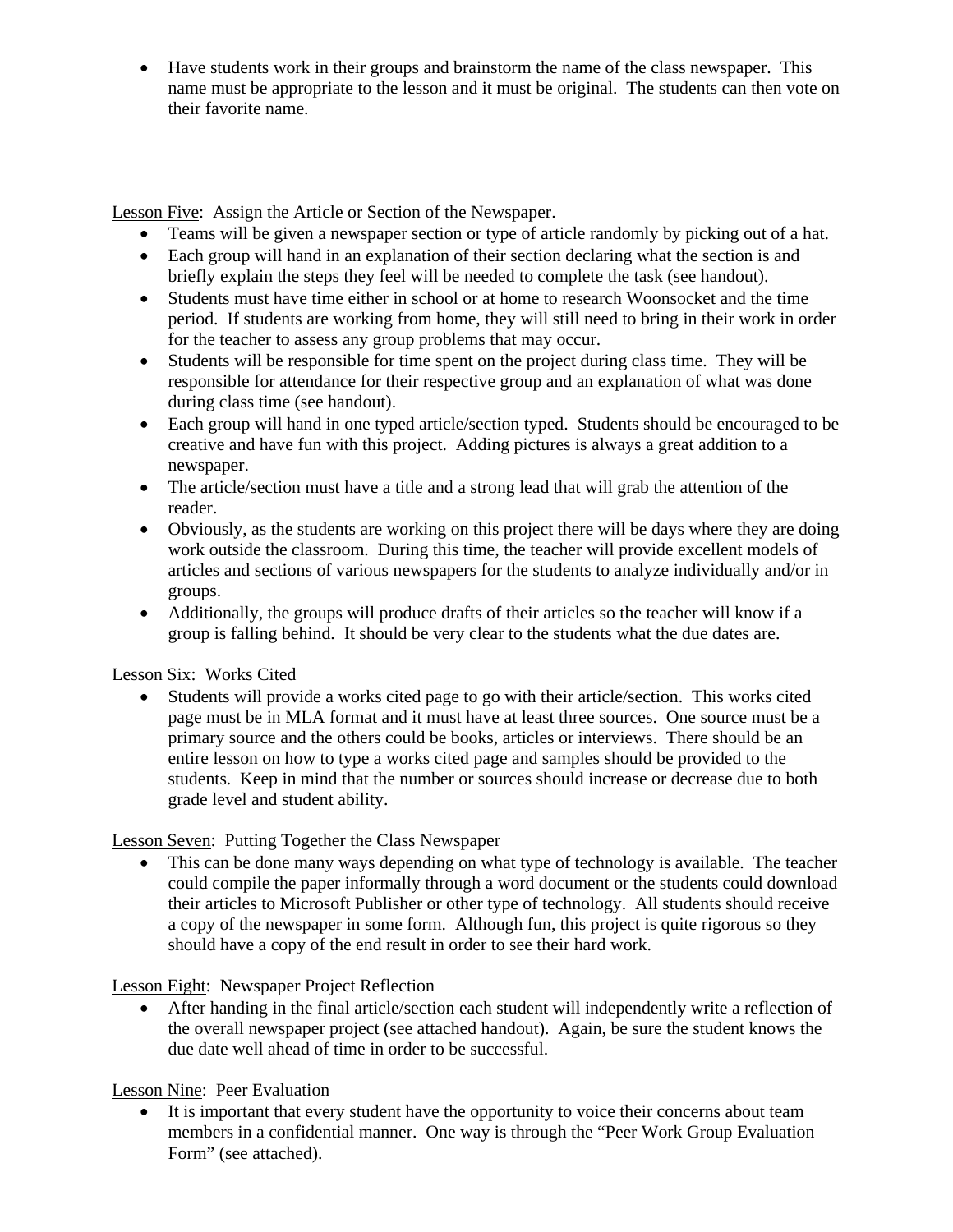- Have students work in their groups and brainstorm the name of the class newspaper. This name must be appropriate to the lesson and it must be original. The students can then vote on their favorite name.

<u>Lesson Five</u>: Assign the Article or Section of the Newspaper.

- Teams will be given a newspaper section or type of article randomly by picking out of a hat.
- Each group will hand in an explanation of their section declaring what the section is and briefly explain the steps they feel will be needed to complete the task (see handout).
- Students must have time either in school or at home to research Woonsocket and the time period. If students are working from home, they will still need to bring in their work in order for the teacher to assess any group problems that may occur.
- Students will be responsible for time spent on the project during class time. They will be responsible for attendance for their respective group and an explanation of what was done during class time (see handout).
- Each group will hand in one typed article/section typed. Students should be encouraged to be creative and have fun with this project. Adding pictures is always a great addition to a newspaper.
- The article/section must have a title and a strong lead that will grab the attention of the reader.
- Obviously, as the students are working on this project there will be days where they are doing work outside the classroom. During this time, the teacher will provide excellent models of articles and sections of various newspapers for the students to analyze individually and/or in groups.
- Additionally, the groups will produce drafts of their articles so the teacher will know if a group is falling behind. It should be very clear to the students what the due dates are.

<u>Lesson Six</u>: Works Cited

- Students will provide a works cited page to go with their article/section. This works cited page must be in MLA format and it must have at least three sources. One source must be a primary source and the others could be books, articles or interviews. There should be an entire lesson on how to type a works cited page and samples should be provided to the students. Keep in mind that the number or sources should increase or decrease due to both grade level and student ability.

<u>Lesson Seven</u>: Putting Together the Class Newspaper

- This can be done many ways depending on what type of technology is available. The teacher could compile the paper informally through a word document or the students could download their articles to Microsoft Publisher or other type of technology. All students should receive a copy of the newspaper in some form. Although fun, this project is quite rigorous so they should have a copy of the end result in order to see their hard work.

<u>Lesson Eight</u>: Newspaper Project Reflection

- After handing in the final article/section each student will independently write a reflection of the overall newspaper project (see attached handout). Again, be sure the student knows the due date well ahead of time in order to be successful.

<u>Lesson Nine</u>: Peer Evaluation

- It is important that every student have the opportunity to voice their concerns about team members in a confidential manner. One way is through the "Peer Work Group Evaluation Form" (see attached).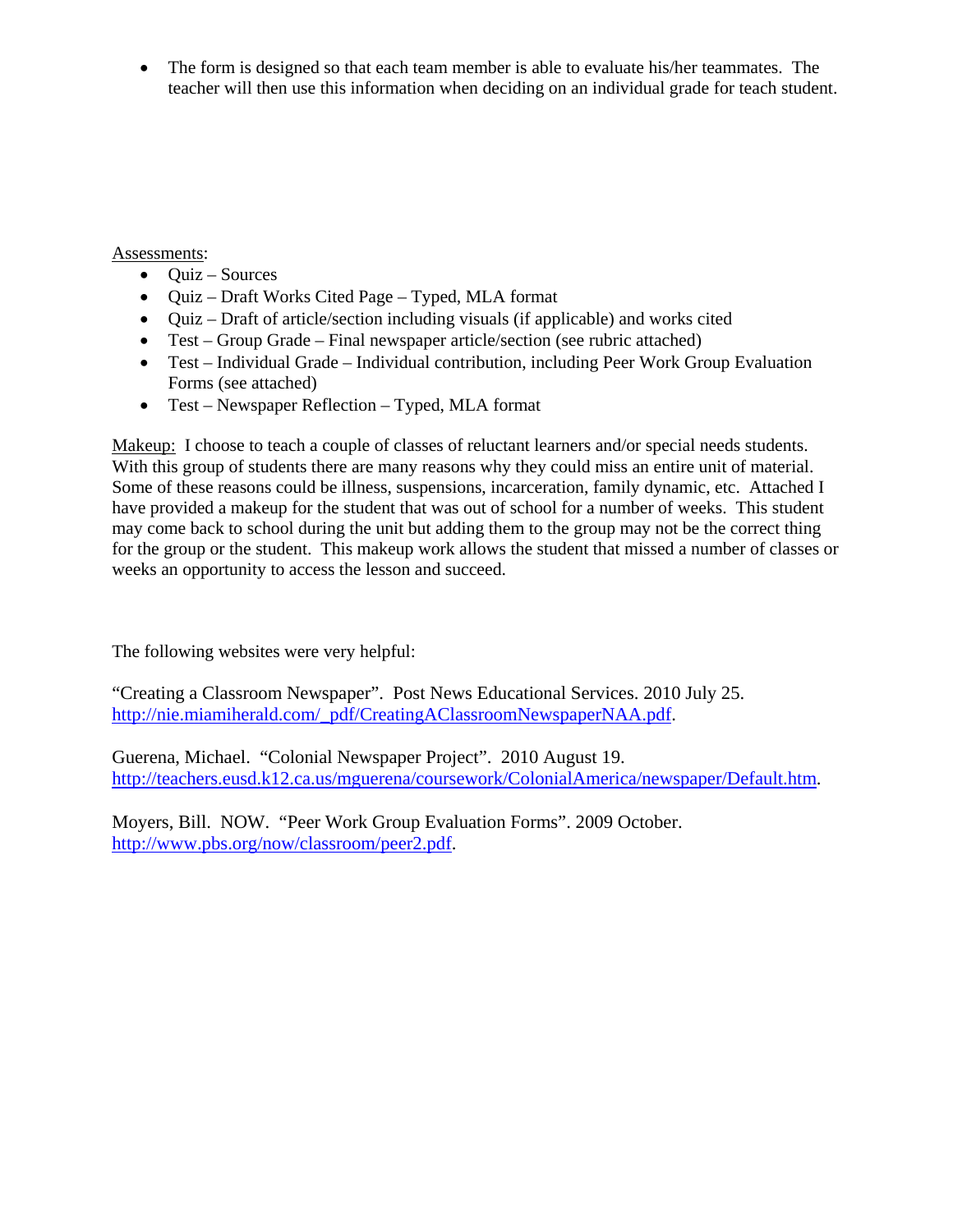- The form is designed so that each team member is able to evaluate his/her teammates. The teacher will then use this information when deciding on an individual grade for teach student.

Assessments:

- Quiz – Sources
- Quiz – Draft Works Cited Page – Typed, MLA format
- Quiz – Draft of article/section including visuals (if applicable) and works cited
- Test – Group Grade – Final newspaper article/section (see rubric attached)
- Test – Individual Grade – Individual contribution, including Peer Work Group Evaluation Forms (see attached)
- Test – Newspaper Reflection – Typed, MLA format

Makeup: I choose to teach a couple of classes of reluctant learners and/or special needs students. With this group of students there are many reasons why they could miss an entire unit of material. Some of these reasons could be illness, suspensions, incarceration, family dynamic, etc. Attached I have provided a makeup for the student that was out of school for a number of weeks. This student may come back to school during the unit but adding them to the group may not be the correct thing for the group or the student. This makeup work allows the student that missed a number of classes or weeks an opportunity to access the lesson and succeed.

The following websites were very helpful:

"Creating a Classroom Newspaper". Post News Educational Services. 2010 July 25. http://nie.miamiherald.com/_pdf/CreatingAClassroomNewspaperNAA.pdf.

Guerena, Michael. "Colonial Newspaper Project". 2010 August 19. http://teachers.eusd.k12.ca.us/mguerena/coursework/ColonialAmerica/newspaper/Default.htm.

Moyers, Bill. NOW. "Peer Work Group Evaluation Forms". 2009 October. http://www.pbs.org/now/classroom/peer2.pdf.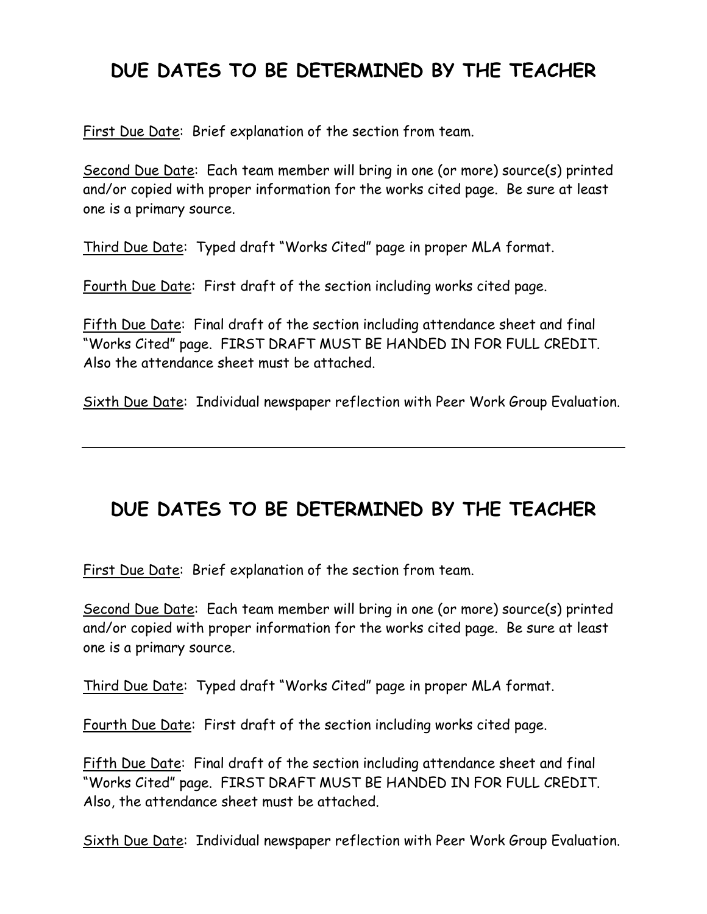## DUE DATES TO BE DETERMINED BY THE TEACHER

First Due Date: Brief explanation of the section from team.

Second Due Date: Each team member will bring in one (or more) source(s) printed and/or copied with proper information for the works cited page. Be sure at least one is a primary source.

Third Due Date: Typed draft "Works Cited" page in proper MLA format.

Fourth Due Date: First draft of the section including works cited page.

Fifth Due Date: Final draft of the section including attendance sheet and final "Works Cited" page. FIRST DRAFT MUST BE HANDED IN FOR FULL CREDIT. Also the attendance sheet must be attached.

Sixth Due Date: Individual newspaper reflection with Peer Work Group Evaluation.

---

## DUE DATES TO BE DETERMINED BY THE TEACHER

First Due Date: Brief explanation of the section from team.

Second Due Date: Each team member will bring in one (or more) source(s) printed and/or copied with proper information for the works cited page. Be sure at least one is a primary source.

Third Due Date: Typed draft "Works Cited" page in proper MLA format.

Fourth Due Date: First draft of the section including works cited page.

Fifth Due Date: Final draft of the section including attendance sheet and final "Works Cited" page. FIRST DRAFT MUST BE HANDED IN FOR FULL CREDIT. Also, the attendance sheet must be attached.

Sixth Due Date: Individual newspaper reflection with Peer Work Group Evaluation.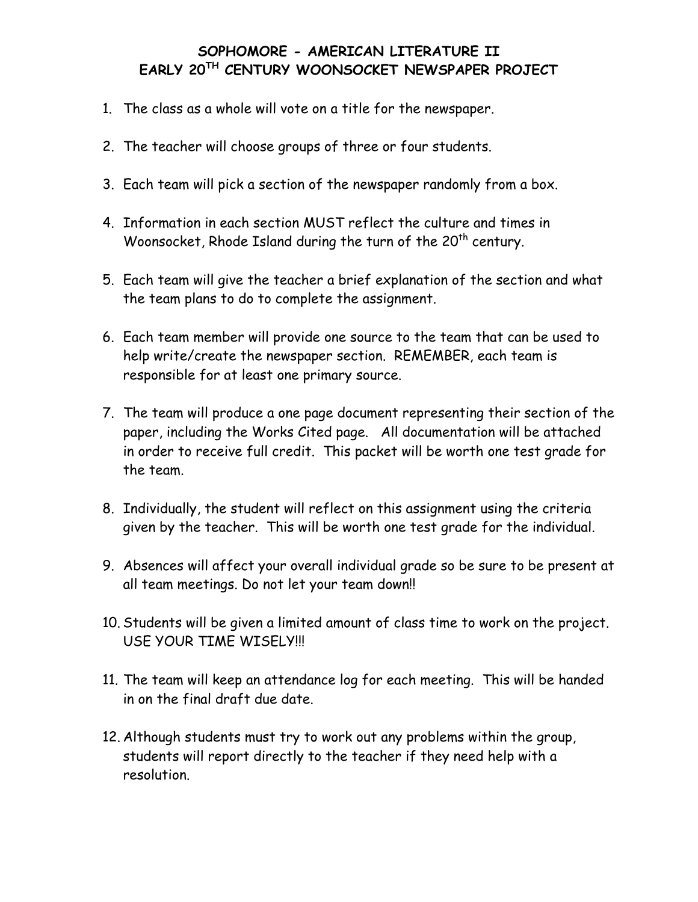# SOPHOMORE - AMERICAN LITERATURE II
# EARLY 20TH CENTURY WOONSOCKET NEWSPAPER PROJECT

1. The class as a whole will vote on a title for the newspaper.

2. The teacher will choose groups of three or four students.

3. Each team will pick a section of the newspaper randomly from a box.

4. Information in each section MUST reflect the culture and times in Woonsocket, Rhode Island during the turn of the 20th century.

5. Each team will give the teacher a brief explanation of the section and what the team plans to do to complete the assignment.

6. Each team member will provide one source to the team that can be used to help write/create the newspaper section. REMEMBER, each team is responsible for at least one primary source.

7. The team will produce a one page document representing their section of the paper, including the Works Cited page. All documentation will be attached in order to receive full credit. This packet will be worth one test grade for the team.

8. Individually, the student will reflect on this assignment using the criteria given by the teacher. This will be worth one test grade for the individual.

9. Absences will affect your overall individual grade so be sure to be present at all team meetings. Do not let your team down!!

10. Students will be given a limited amount of class time to work on the project. USE YOUR TIME WISELY!!!

11. The team will keep an attendance log for each meeting. This will be handed in on the final draft due date.

12. Although students must try to work out any problems within the group, students will report directly to the teacher if they need help with a resolution.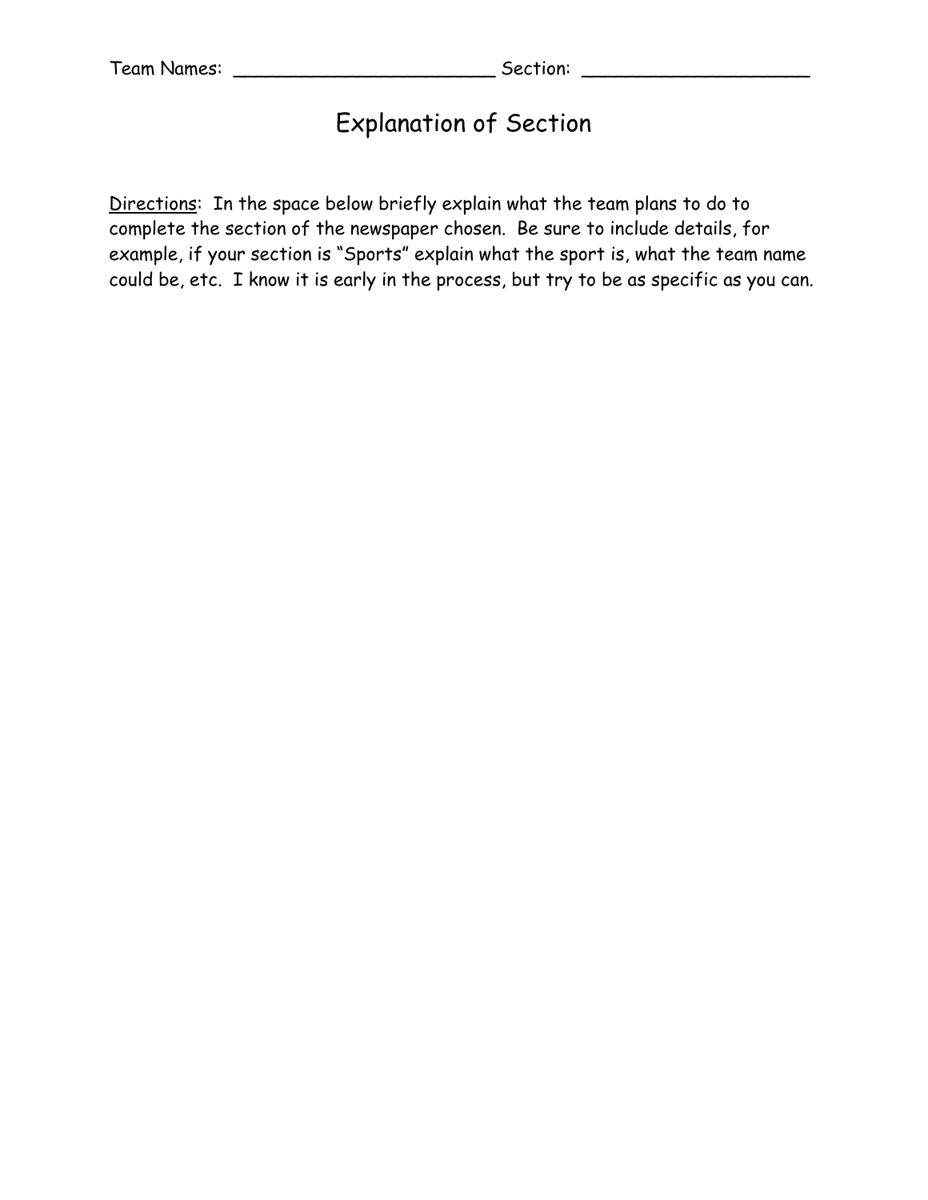Team Names: _______________________ Section: ____________________

# Explanation of Section

<u>Directions</u>: In the space below briefly explain what the team plans to do to complete the section of the newspaper chosen. Be sure to include details, for example, if your section is "Sports" explain what the sport is, what the team name could be, etc. I know it is early in the process, but try to be as specific as you can.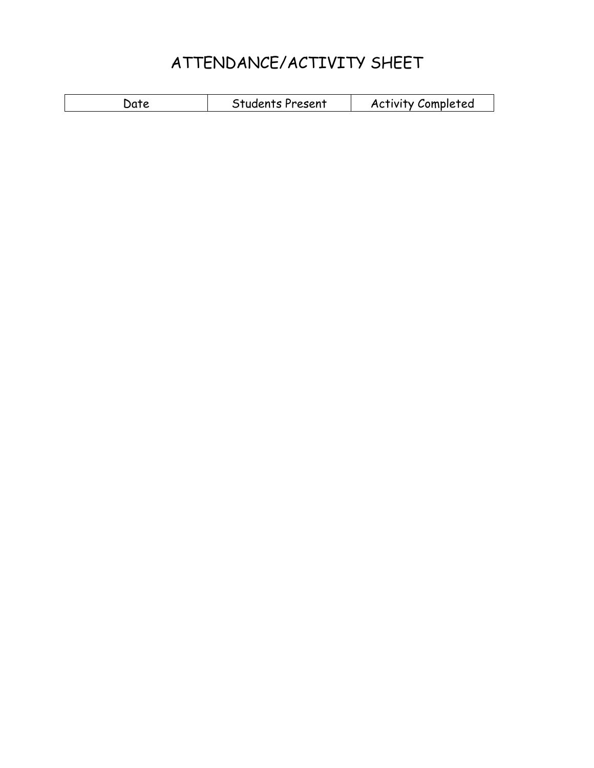# ATTENDANCE/ACTIVITY SHEET

| Date | Students Present | Activity Completed |
| --- | --- | --- |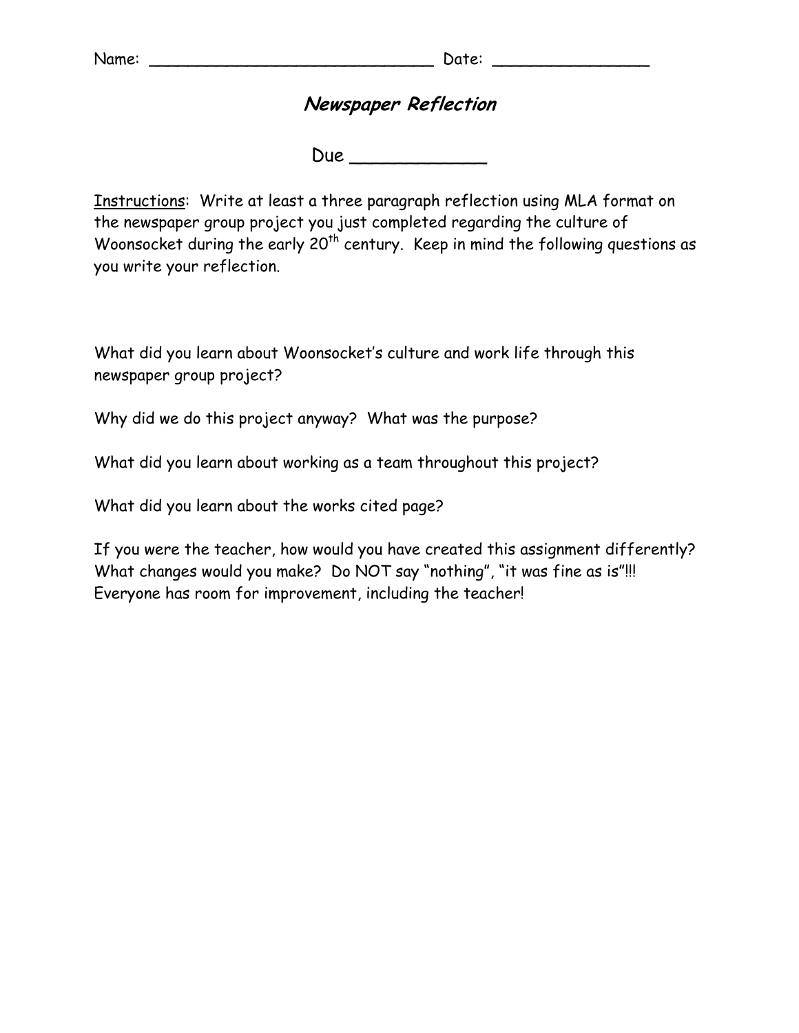Name: _____________________________ Date: ________________

# *Newspaper Reflection*

Due ____________

Instructions: Write at least a three paragraph reflection using MLA format on the newspaper group project you just completed regarding the culture of Woonsocket during the early 20th century. Keep in mind the following questions as you write your reflection.

What did you learn about Woonsocket's culture and work life through this newspaper group project?

Why did we do this project anyway? What was the purpose?

What did you learn about working as a team throughout this project?

What did you learn about the works cited page?

If you were the teacher, how would you have created this assignment differently? What changes would you make? Do NOT say "nothing", "it was fine as is"!!! Everyone has room for improvement, including the teacher!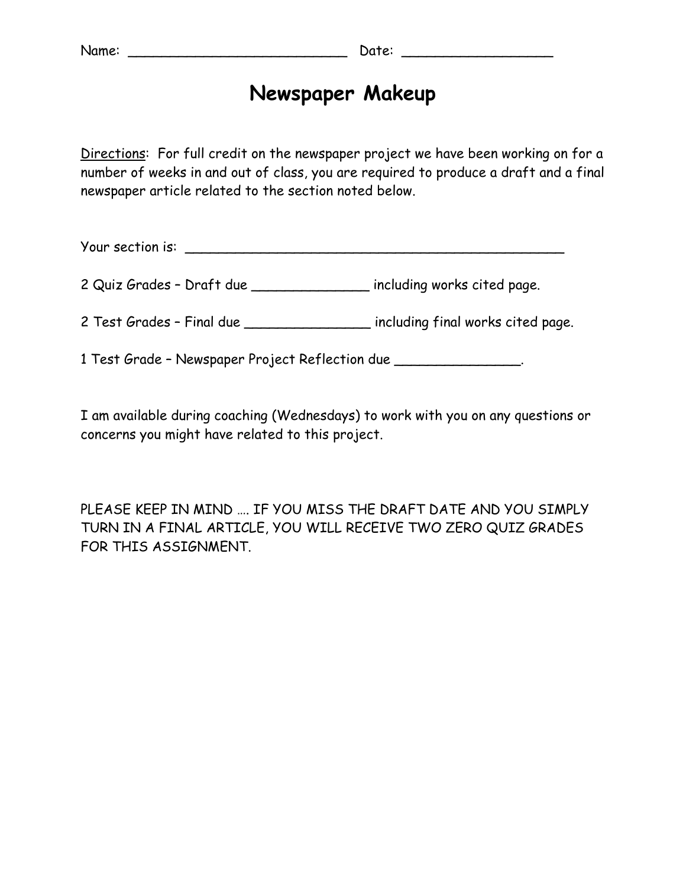Name: ___________________________ Date: __________________

# Newspaper Makeup

Directions: For full credit on the newspaper project we have been working on for a number of weeks in and out of class, you are required to produce a draft and a final newspaper article related to the section noted below.

Your section is: ________________________________________________

2 Quiz Grades – Draft due ______________ including works cited page.

2 Test Grades – Final due _______________ including final works cited page.

1 Test Grade – Newspaper Project Reflection due _______________.

I am available during coaching (Wednesdays) to work with you on any questions or concerns you might have related to this project.

PLEASE KEEP IN MIND …. IF YOU MISS THE DRAFT DATE AND YOU SIMPLY TURN IN A FINAL ARTICLE, YOU WILL RECEIVE TWO ZERO QUIZ GRADES FOR THIS ASSIGNMENT.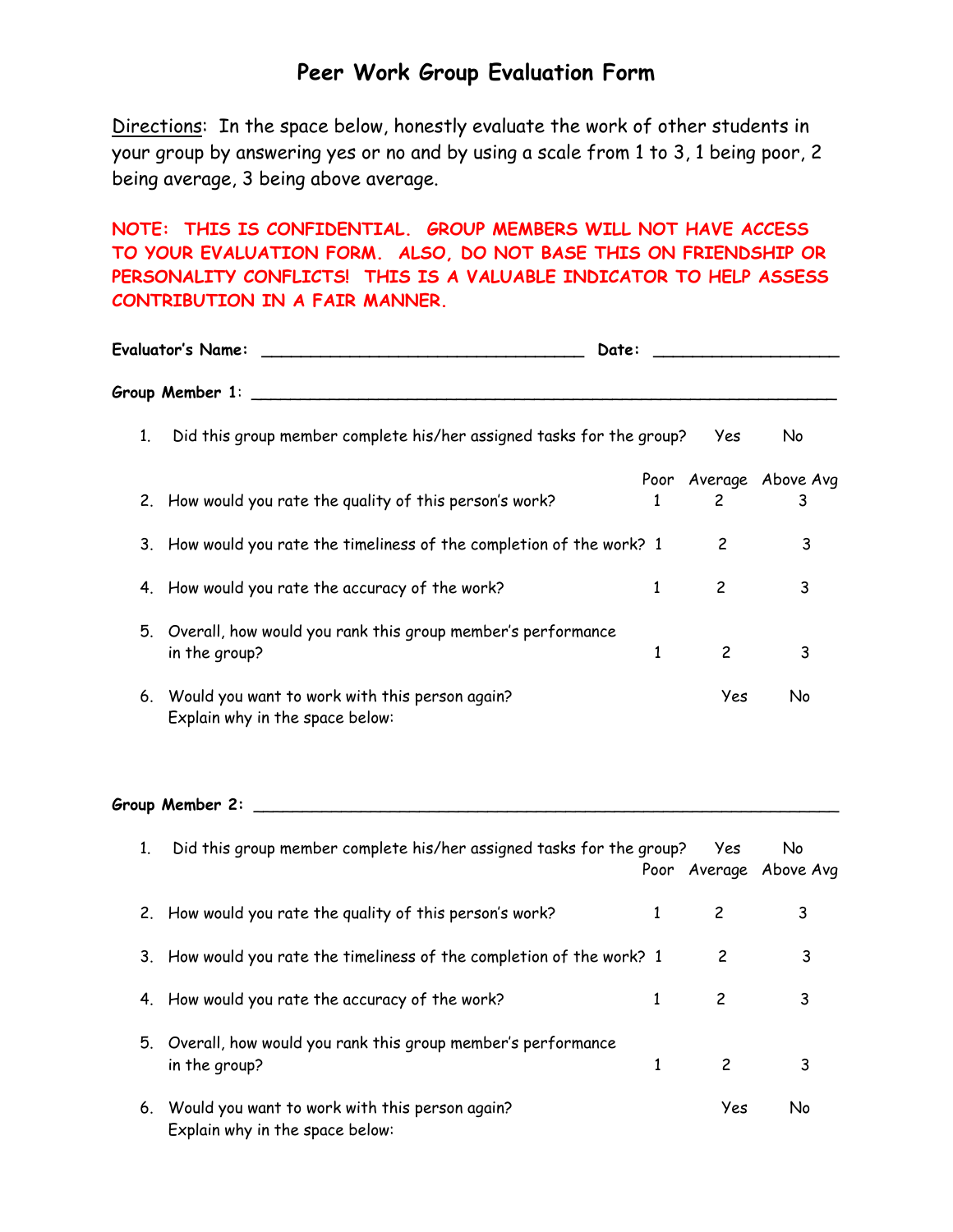# Peer Work Group Evaluation Form

Directions: In the space below, honestly evaluate the work of other students in your group by answering yes or no and by using a scale from 1 to 3, 1 being poor, 2 being average, 3 being above average.

**NOTE: THIS IS CONFIDENTIAL. GROUP MEMBERS WILL NOT HAVE ACCESS TO YOUR EVALUATION FORM. ALSO, DO NOT BASE THIS ON FRIENDSHIP OR PERSONALITY CONFLICTS! THIS IS A VALUABLE INDICATOR TO HELP ASSESS CONTRIBUTION IN A FAIR MANNER.**

**Evaluator's Name:** ________________________________ **Date:** __________________

**Group Member 1**: ____________________________________________________________

| | | Poor | Average | Above Avg |
|---|---|---|---|---|
| 1. | Did this group member complete his/her assigned tasks for the group? | | Yes | No |
| 2. | How would you rate the quality of this person's work? | 1 | 2 | 3 |
| 3. | How would you rate the timeliness of the completion of the work? | 1 | 2 | 3 |
| 4. | How would you rate the accuracy of the work? | 1 | 2 | 3 |
| 5. | Overall, how would you rank this group member's performance in the group? | 1 | 2 | 3 |
| 6. | Would you want to work with this person again? Explain why in the space below: | | Yes | No |

**Group Member 2:** ____________________________________________________________

| | | Poor | Average | Above Avg |
|---|---|---|---|---|
| 1. | Did this group member complete his/her assigned tasks for the group? | | Yes | No |
| 2. | How would you rate the quality of this person's work? | 1 | 2 | 3 |
| 3. | How would you rate the timeliness of the completion of the work? | 1 | 2 | 3 |
| 4. | How would you rate the accuracy of the work? | 1 | 2 | 3 |
| 5. | Overall, how would you rank this group member's performance in the group? | 1 | 2 | 3 |
| 6. | Would you want to work with this person again? Explain why in the space below: | | Yes | No |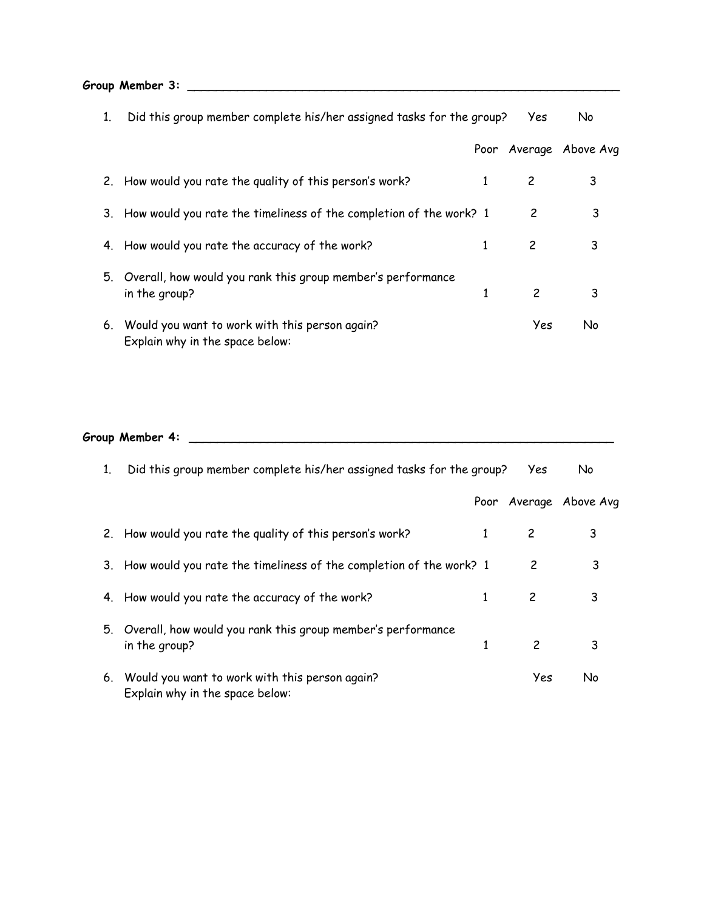**Group Member 3:** ______________________________________________________________

1. Did this group member complete his/her assigned tasks for the group? Yes No

| | Poor | Average | Above Avg |
|---|---|---|---|
| 2. How would you rate the quality of this person's work? | 1 | 2 | 3 |
| 3. How would you rate the timeliness of the completion of the work? | 1 | 2 | 3 |
| 4. How would you rate the accuracy of the work? | 1 | 2 | 3 |
| 5. Overall, how would you rank this group member's performance in the group? | 1 | 2 | 3 |

6. Would you want to work with this person again? Yes No
   Explain why in the space below:

**Group Member 4:** ______________________________________________________________

1. Did this group member complete his/her assigned tasks for the group? Yes No

| | Poor | Average | Above Avg |
|---|---|---|---|
| 2. How would you rate the quality of this person's work? | 1 | 2 | 3 |
| 3. How would you rate the timeliness of the completion of the work? | 1 | 2 | 3 |
| 4. How would you rate the accuracy of the work? | 1 | 2 | 3 |
| 5. Overall, how would you rank this group member's performance in the group? | 1 | 2 | 3 |

6. Would you want to work with this person again? Yes No
   Explain why in the space below: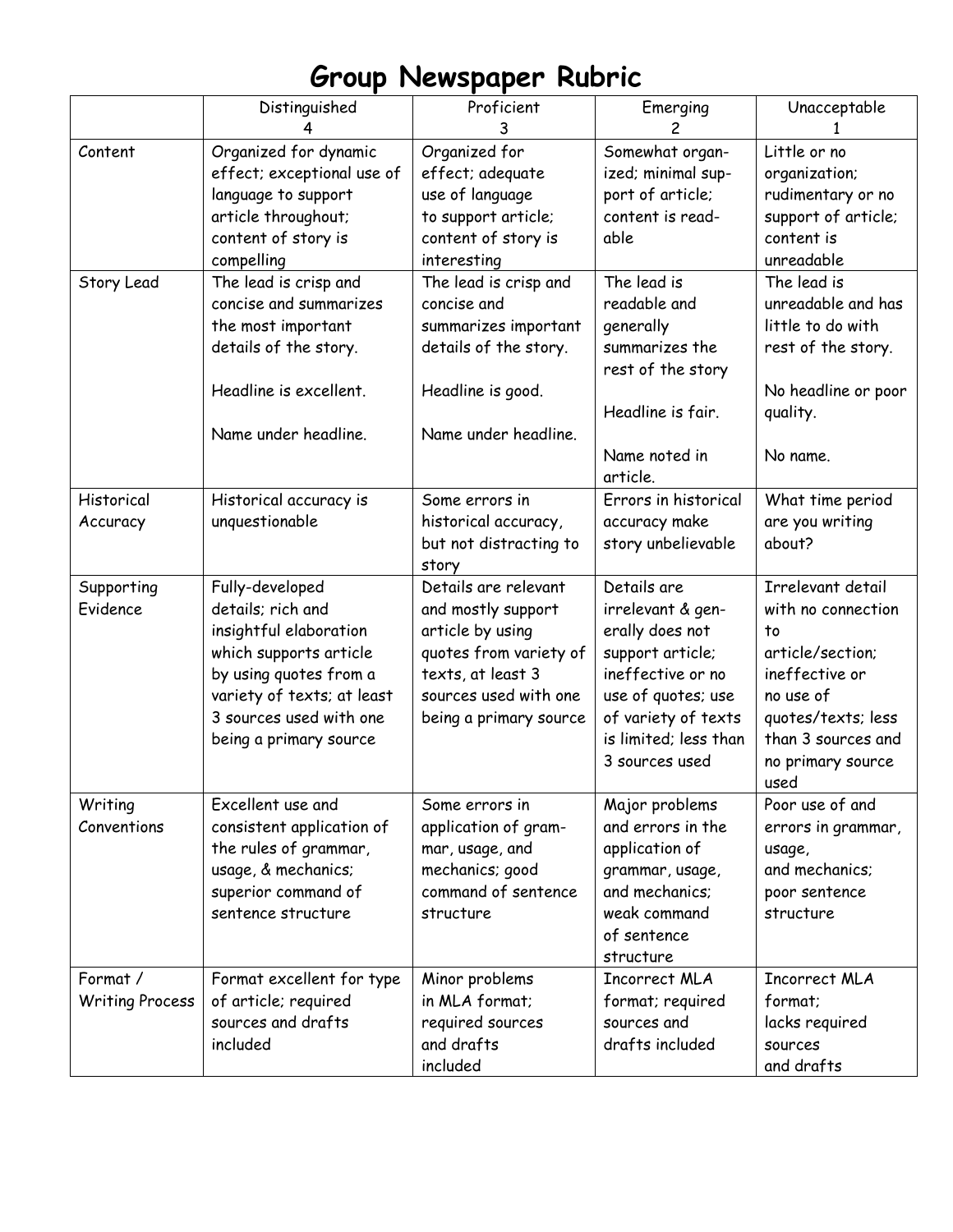# Group Newspaper Rubric

| | Distinguished 4 | Proficient 3 | Emerging 2 | Unacceptable 1 |
|---|---|---|---|---|
| Content | Organized for dynamic effect; exceptional use of language to support article throughout; content of story is compelling | Organized for effect; adequate use of language to support article; content of story is interesting | Somewhat organized; minimal support of article; content is readable | Little or no organization; rudimentary or no support of article; content is unreadable |
| Story Lead | The lead is crisp and concise and summarizes the most important details of the story.<br><br>Headline is excellent.<br><br>Name under headline. | The lead is crisp and concise and summarizes important details of the story.<br><br>Headline is good.<br><br>Name under headline. | The lead is readable and generally summarizes the rest of the story<br><br>Headline is fair.<br><br>Name noted in article. | The lead is unreadable and has little to do with rest of the story.<br><br>No headline or poor quality.<br><br>No name. |
| Historical Accuracy | Historical accuracy is unquestionable | Some errors in historical accuracy, but not distracting to story | Errors in historical accuracy make story unbelievable | What time period are you writing about? |
| Supporting Evidence | Fully-developed details; rich and insightful elaboration which supports article by using quotes from a variety of texts; at least 3 sources used with one being a primary source | Details are relevant and mostly support article by using quotes from variety of texts, at least 3 sources used with one being a primary source | Details are irrelevant & generally does not support article; ineffective or no use of quotes; use of variety of texts is limited; less than 3 sources used | Irrelevant detail with no connection to article/section; ineffective or no use of quotes/texts; less than 3 sources and no primary source used |
| Writing Conventions | Excellent use and consistent application of the rules of grammar, usage, & mechanics; superior command of sentence structure | Some errors in application of grammar, usage, and mechanics; good command of sentence structure | Major problems and errors in the application of grammar, usage, and mechanics; weak command of sentence structure | Poor use of and errors in grammar, usage, and mechanics; poor sentence structure |
| Format / Writing Process | Format excellent for type of article; required sources and drafts included | Minor problems in MLA format; required sources and drafts included | Incorrect MLA format; required sources and drafts included | Incorrect MLA format; lacks required sources and drafts |